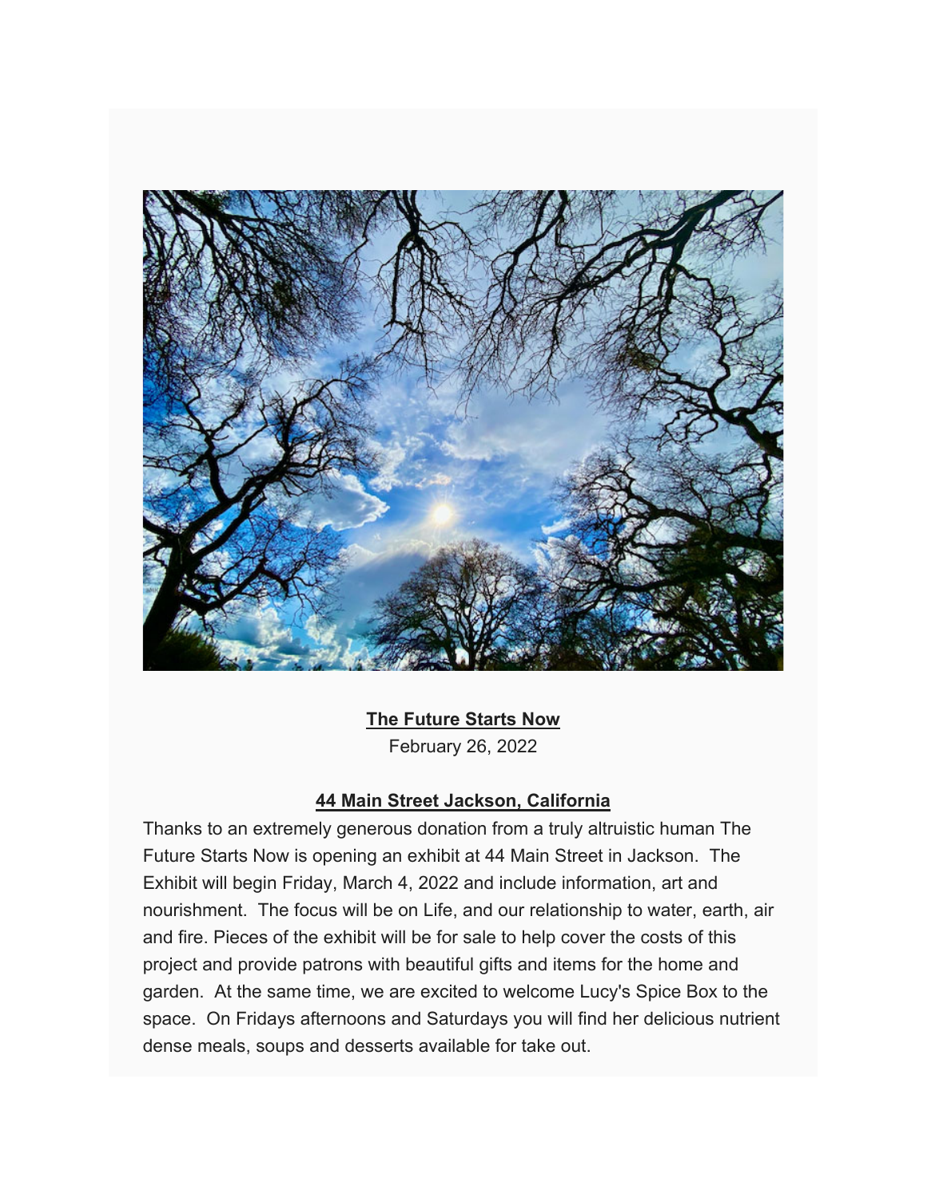**The Future Starts Now**

February 26, 2022

**44 Main Street Jackson, California**

Thanks to an extremely generous donation from a truly altruistic human The Future Starts Now is opening an exhibit at 44 Main Street in Jackson. The Exhibit will begin Friday, March 4, 2022 and include information, art and nourishment. The focus will be on Life, and our relationship to water, earth, air and fire. Pieces of the exhibit will be for sale to help cover the costs of this project and provide patrons with beautiful gifts and items for the home and garden. At the same time, we are excited to welcome Lucy's Spice Box to the space. On Fridays afternoons and Saturdays you will find her delicious nutrient dense meals, soups and desserts available for take out.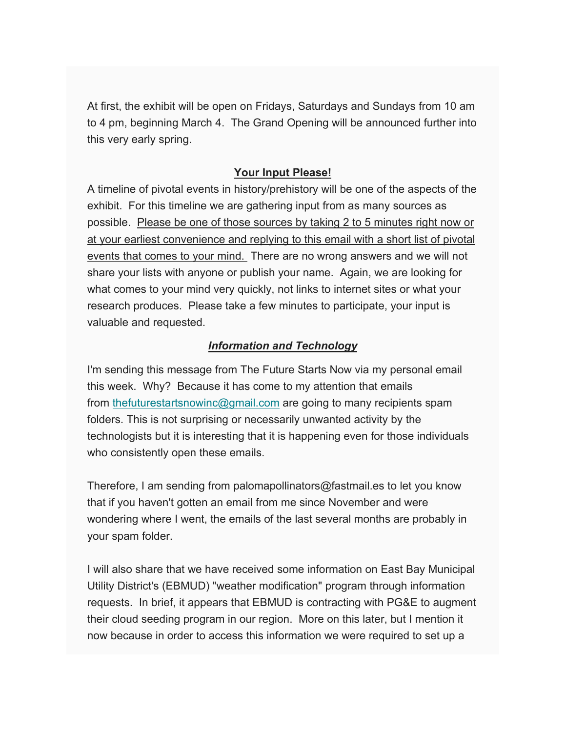At first, the exhibit will be open on Fridays, Saturdays and Sundays from 10 am to 4 pm, beginning March 4. The Grand Opening will be announced further into this very early spring.

**Your Input Please!**

A timeline of pivotal events in history/prehistory will be one of the aspects of the exhibit. For this timeline we are gathering input from as many sources as possible. Please be one of those sources by taking 2 to 5 minutes right now or at your earliest convenience and replying to this email with a short list of pivotal events that comes to your mind. There are no wrong answers and we will not share your lists with anyone or publish your name. Again, we are looking for what comes to your mind very quickly, not links to internet sites or what your research produces. Please take a few minutes to participate, your input is valuable and requested.

***Information and Technology***

I'm sending this message from The Future Starts Now via my personal email this week. Why? Because it has come to my attention that emails from thefuturestartsnowinc@gmail.com are going to many recipients spam folders. This is not surprising or necessarily unwanted activity by the technologists but it is interesting that it is happening even for those individuals who consistently open these emails.

Therefore, I am sending from palomapollinators@fastmail.es to let you know that if you haven't gotten an email from me since November and were wondering where I went, the emails of the last several months are probably in your spam folder.

I will also share that we have received some information on East Bay Municipal Utility District's (EBMUD) "weather modification" program through information requests. In brief, it appears that EBMUD is contracting with PG&E to augment their cloud seeding program in our region. More on this later, but I mention it now because in order to access this information we were required to set up a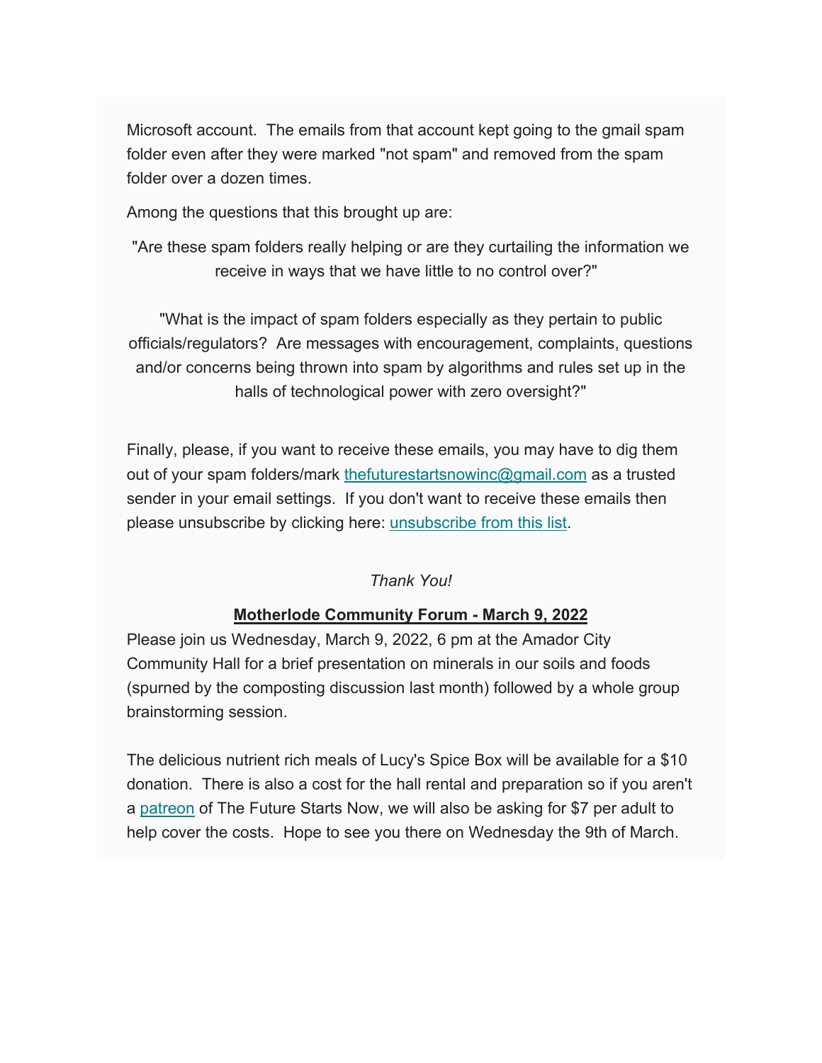Microsoft account. The emails from that account kept going to the gmail spam folder even after they were marked "not spam" and removed from the spam folder over a dozen times.

Among the questions that this brought up are:

"Are these spam folders really helping or are they curtailing the information we receive in ways that we have little to no control over?"

"What is the impact of spam folders especially as they pertain to public officials/regulators? Are messages with encouragement, complaints, questions and/or concerns being thrown into spam by algorithms and rules set up in the halls of technological power with zero oversight?"

Finally, please, if you want to receive these emails, you may have to dig them out of your spam folders/mark thefuturestartsnowinc@gmail.com as a trusted sender in your email settings. If you don't want to receive these emails then please unsubscribe by clicking here: unsubscribe from this list.

*Thank You!*

**Motherlode Community Forum - March 9, 2022**

Please join us Wednesday, March 9, 2022, 6 pm at the Amador City Community Hall for a brief presentation on minerals in our soils and foods (spurned by the composting discussion last month) followed by a whole group brainstorming session.

The delicious nutrient rich meals of Lucy's Spice Box will be available for a $10 donation. There is also a cost for the hall rental and preparation so if you aren't a patreon of The Future Starts Now, we will also be asking for $7 per adult to help cover the costs. Hope to see you there on Wednesday the 9th of March.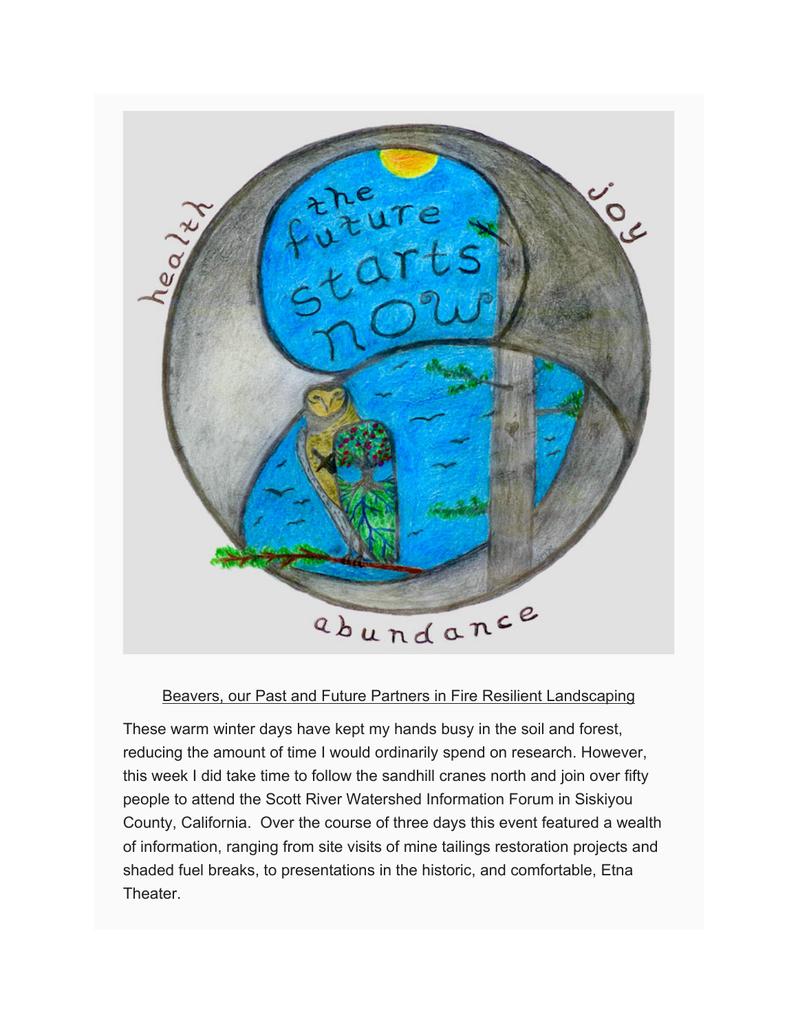Beavers, our Past and Future Partners in Fire Resilient Landscaping

These warm winter days have kept my hands busy in the soil and forest, reducing the amount of time I would ordinarily spend on research. However, this week I did take time to follow the sandhill cranes north and join over fifty people to attend the Scott River Watershed Information Forum in Siskiyou County, California. Over the course of three days this event featured a wealth of information, ranging from site visits of mine tailings restoration projects and shaded fuel breaks, to presentations in the historic, and comfortable, Etna Theater.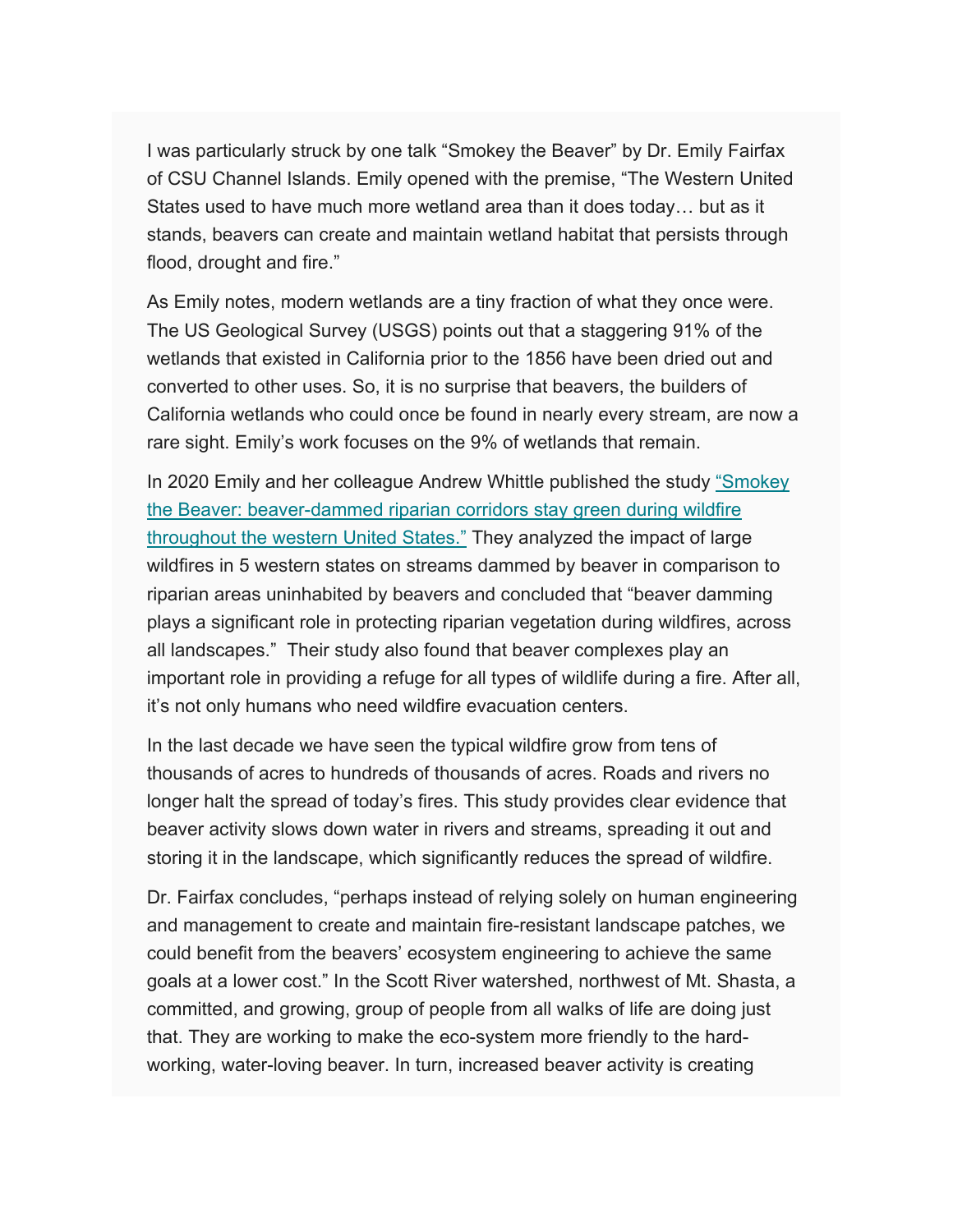I was particularly struck by one talk "Smokey the Beaver" by Dr. Emily Fairfax of CSU Channel Islands. Emily opened with the premise, "The Western United States used to have much more wetland area than it does today… but as it stands, beavers can create and maintain wetland habitat that persists through flood, drought and fire."

As Emily notes, modern wetlands are a tiny fraction of what they once were. The US Geological Survey (USGS) points out that a staggering 91% of the wetlands that existed in California prior to the 1856 have been dried out and converted to other uses. So, it is no surprise that beavers, the builders of California wetlands who could once be found in nearly every stream, are now a rare sight. Emily's work focuses on the 9% of wetlands that remain.

In 2020 Emily and her colleague Andrew Whittle published the study "Smokey the Beaver: beaver-dammed riparian corridors stay green during wildfire throughout the western United States." They analyzed the impact of large wildfires in 5 western states on streams dammed by beaver in comparison to riparian areas uninhabited by beavers and concluded that "beaver damming plays a significant role in protecting riparian vegetation during wildfires, across all landscapes." Their study also found that beaver complexes play an important role in providing a refuge for all types of wildlife during a fire. After all, it's not only humans who need wildfire evacuation centers.

In the last decade we have seen the typical wildfire grow from tens of thousands of acres to hundreds of thousands of acres. Roads and rivers no longer halt the spread of today's fires. This study provides clear evidence that beaver activity slows down water in rivers and streams, spreading it out and storing it in the landscape, which significantly reduces the spread of wildfire.

Dr. Fairfax concludes, "perhaps instead of relying solely on human engineering and management to create and maintain fire-resistant landscape patches, we could benefit from the beavers' ecosystem engineering to achieve the same goals at a lower cost." In the Scott River watershed, northwest of Mt. Shasta, a committed, and growing, group of people from all walks of life are doing just that. They are working to make the eco-system more friendly to the hard-working, water-loving beaver. In turn, increased beaver activity is creating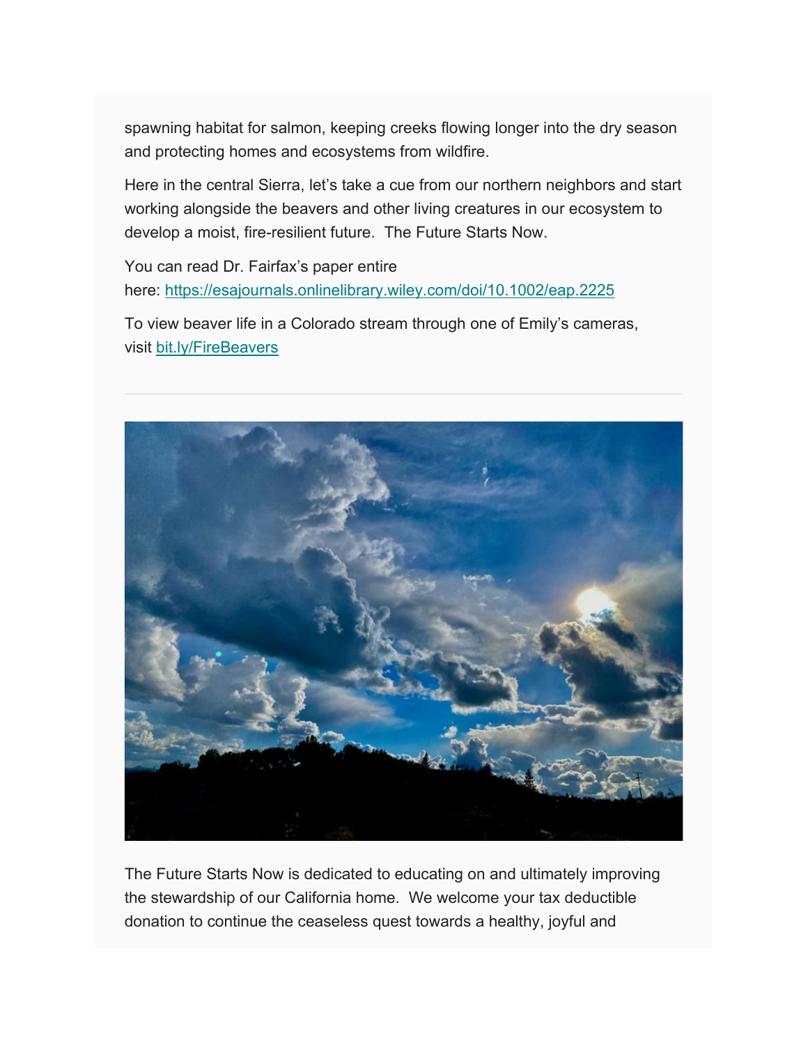spawning habitat for salmon, keeping creeks flowing longer into the dry season and protecting homes and ecosystems from wildfire.

Here in the central Sierra, let's take a cue from our northern neighbors and start working alongside the beavers and other living creatures in our ecosystem to develop a moist, fire-resilient future. The Future Starts Now.

You can read Dr. Fairfax's paper entire here: [https://esajournals.onlinelibrary.wiley.com/doi/10.1002/eap.2225](https://esajournals.onlinelibrary.wiley.com/doi/10.1002/eap.2225)

To view beaver life in a Colorado stream through one of Emily's cameras, visit [bit.ly/FireBeavers](bit.ly/FireBeavers)

---

The Future Starts Now is dedicated to educating on and ultimately improving the stewardship of our California home. We welcome your tax deductible donation to continue the ceaseless quest towards a healthy, joyful and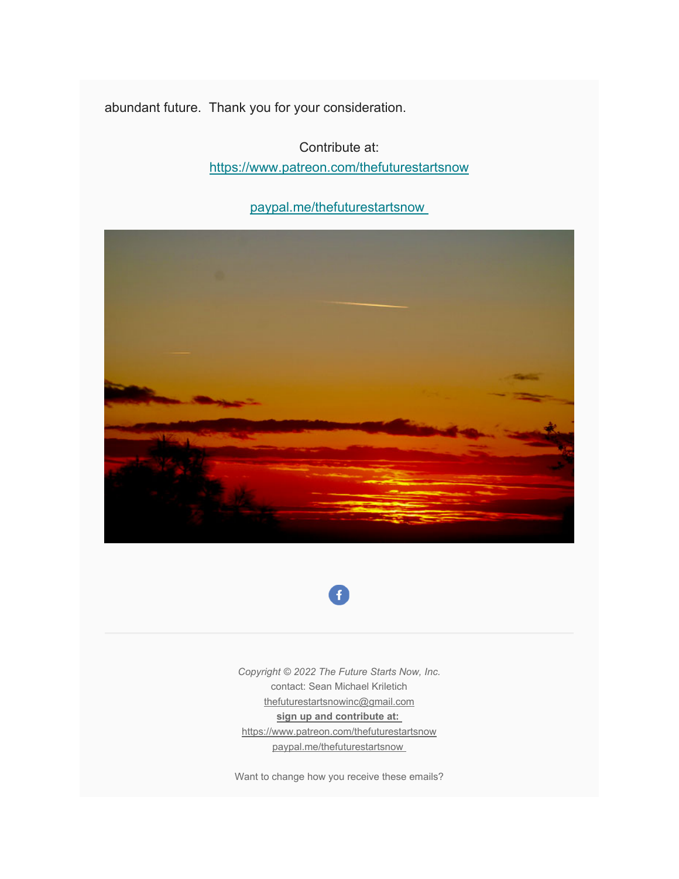abundant future.  Thank you for your consideration.

Contribute at:
https://www.patreon.com/thefuturestartsnow

paypal.me/thefuturestartsnow

---

*Copyright © 2022 The Future Starts Now, Inc.*
contact: Sean Michael Kriletich
thefuturestartsnowinc@gmail.com
**sign up and contribute at:**
https://www.patreon.com/thefuturestartsnow
paypal.me/thefuturestartsnow

Want to change how you receive these emails?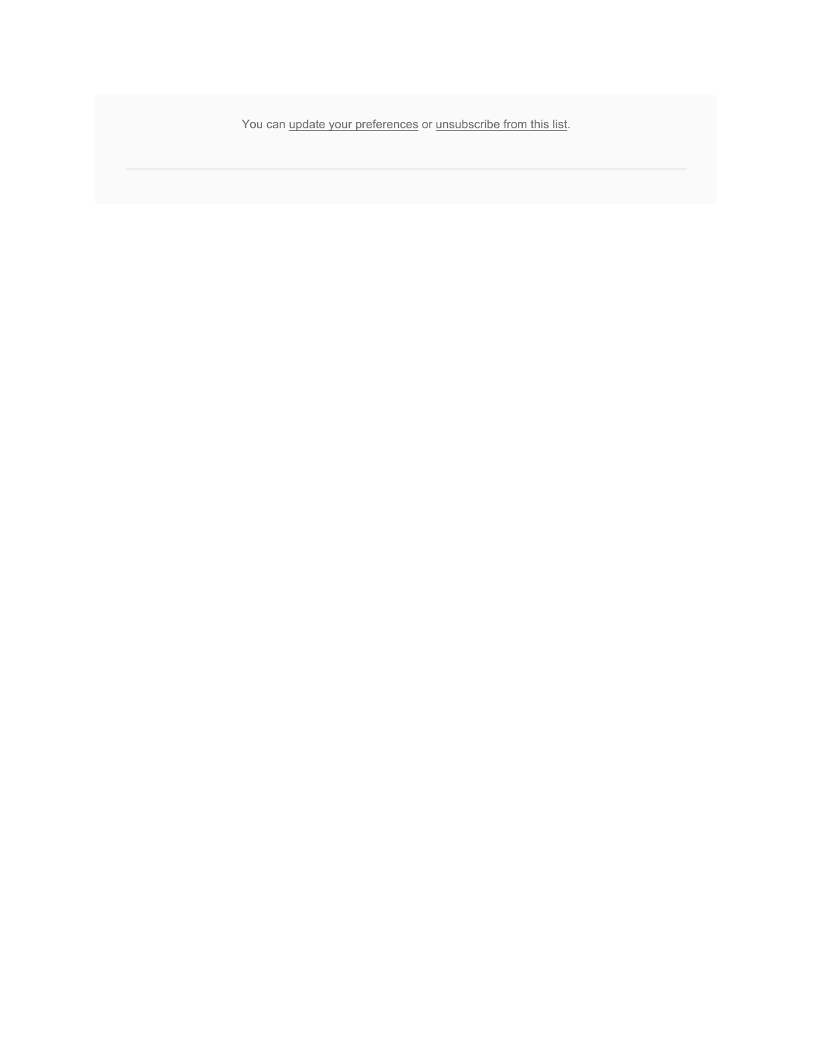You can update your preferences or unsubscribe from this list.

---